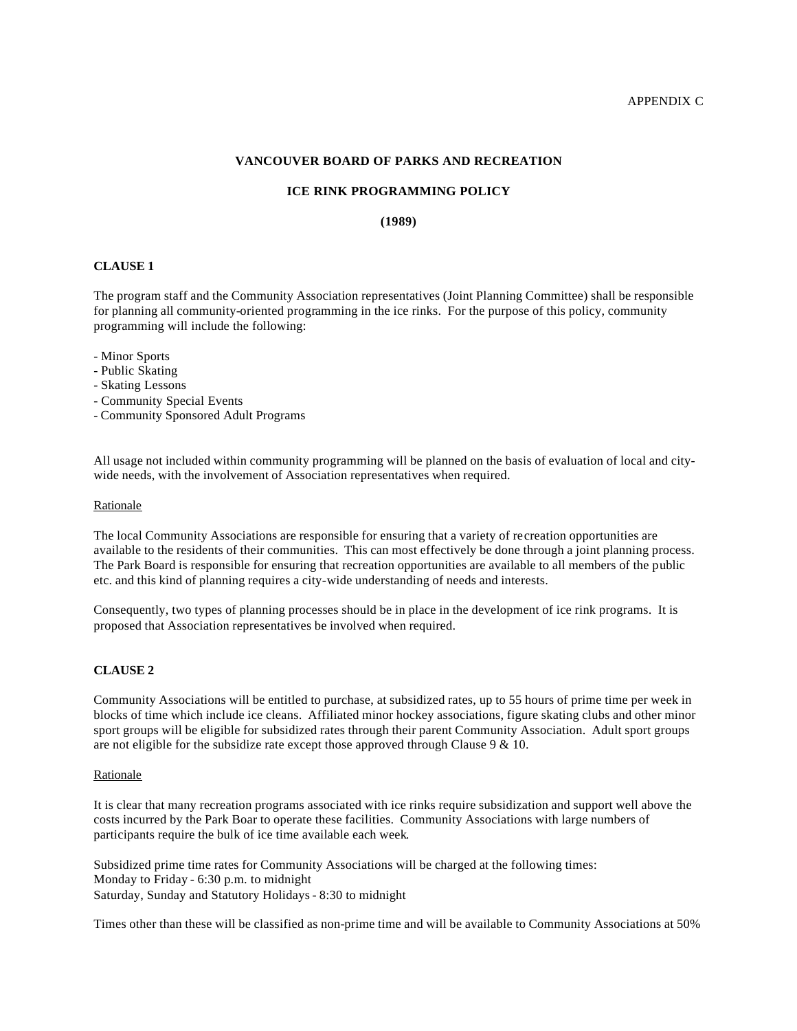APPENDIX C

**VANCOUVER BOARD OF PARKS AND RECREATION**

**ICE RINK PROGRAMMING POLICY**

**(1989)**

**CLAUSE 1**

The program staff and the Community Association representatives (Joint Planning Committee) shall be responsible for planning all community-oriented programming in the ice rinks. For the purpose of this policy, community programming will include the following:

- Minor Sports
- Public Skating
- Skating Lessons
- Community Special Events
- Community Sponsored Adult Programs

All usage not included within community programming will be planned on the basis of evaluation of local and city-wide needs, with the involvement of Association representatives when required.

Rationale

The local Community Associations are responsible for ensuring that a variety of recreation opportunities are available to the residents of their communities. This can most effectively be done through a joint planning process. The Park Board is responsible for ensuring that recreation opportunities are available to all members of the public etc. and this kind of planning requires a city-wide understanding of needs and interests.

Consequently, two types of planning processes should be in place in the development of ice rink programs. It is proposed that Association representatives be involved when required.

**CLAUSE 2**

Community Associations will be entitled to purchase, at subsidized rates, up to 55 hours of prime time per week in blocks of time which include ice cleans. Affiliated minor hockey associations, figure skating clubs and other minor sport groups will be eligible for subsidized rates through their parent Community Association. Adult sport groups are not eligible for the subsidize rate except those approved through Clause 9 & 10.

Rationale

It is clear that many recreation programs associated with ice rinks require subsidization and support well above the costs incurred by the Park Boar to operate these facilities. Community Associations with large numbers of participants require the bulk of ice time available each week.

Subsidized prime time rates for Community Associations will be charged at the following times:
Monday to Friday - 6:30 p.m. to midnight
Saturday, Sunday and Statutory Holidays - 8:30 to midnight

Times other than these will be classified as non-prime time and will be available to Community Associations at 50%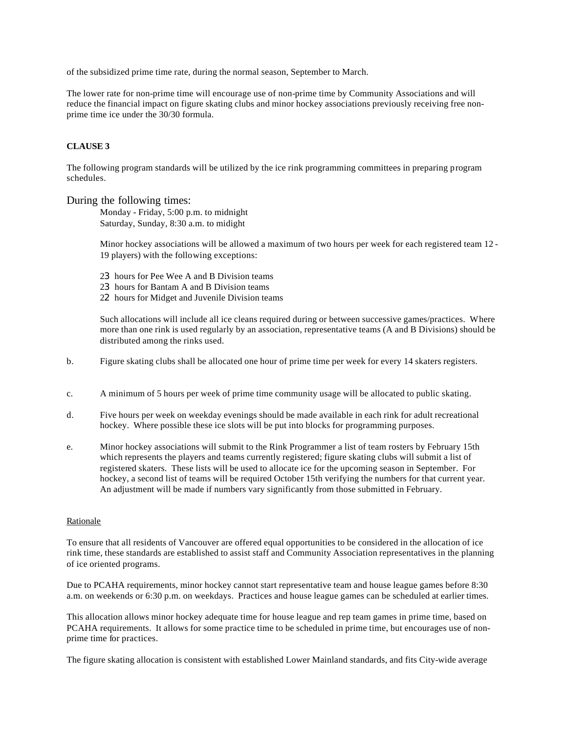of the subsidized prime time rate, during the normal season, September to March.

The lower rate for non-prime time will encourage use of non-prime time by Community Associations and will reduce the financial impact on figure skating clubs and minor hockey associations previously receiving free non-prime time ice under the 30/30 formula.

**CLAUSE 3**

The following program standards will be utilized by the ice rink programming committees in preparing program schedules.

During the following times:

Monday - Friday, 5:00 p.m. to midnight
Saturday, Sunday, 8:30 a.m. to midight

Minor hockey associations will be allowed a maximum of two hours per week for each registered team 12 - 19 players) with the following exceptions:

23 hours for Pee Wee A and B Division teams
23 hours for Bantam A and B Division teams
22 hours for Midget and Juvenile Division teams

Such allocations will include all ice cleans required during or between successive games/practices. Where more than one rink is used regularly by an association, representative teams (A and B Divisions) should be distributed among the rinks used.

b. Figure skating clubs shall be allocated one hour of prime time per week for every 14 skaters registers.

c. A minimum of 5 hours per week of prime time community usage will be allocated to public skating.

d. Five hours per week on weekday evenings should be made available in each rink for adult recreational hockey. Where possible these ice slots will be put into blocks for programming purposes.

e. Minor hockey associations will submit to the Rink Programmer a list of team rosters by February 15th which represents the players and teams currently registered; figure skating clubs will submit a list of registered skaters. These lists will be used to allocate ice for the upcoming season in September. For hockey, a second list of teams will be required October 15th verifying the numbers for that current year. An adjustment will be made if numbers vary significantly from those submitted in February.

Rationale

To ensure that all residents of Vancouver are offered equal opportunities to be considered in the allocation of ice rink time, these standards are established to assist staff and Community Association representatives in the planning of ice oriented programs.

Due to PCAHA requirements, minor hockey cannot start representative team and house league games before 8:30 a.m. on weekends or 6:30 p.m. on weekdays. Practices and house league games can be scheduled at earlier times.

This allocation allows minor hockey adequate time for house league and rep team games in prime time, based on PCAHA requirements. It allows for some practice time to be scheduled in prime time, but encourages use of non-prime time for practices.

The figure skating allocation is consistent with established Lower Mainland standards, and fits City-wide average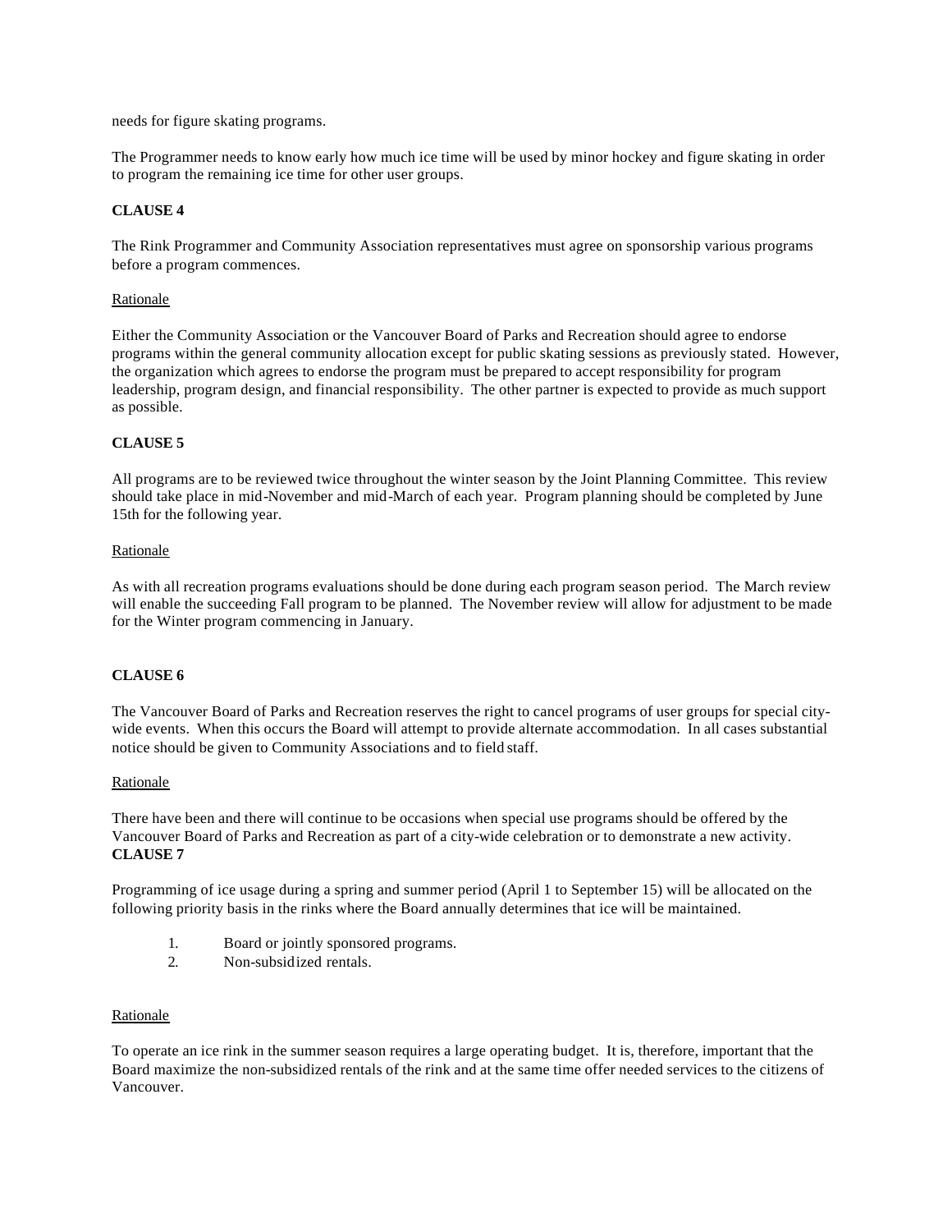needs for figure skating programs.

The Programmer needs to know early how much ice time will be used by minor hockey and figure skating in order to program the remaining ice time for other user groups.

**CLAUSE 4**

The Rink Programmer and Community Association representatives must agree on sponsorship various programs before a program commences.

Rationale

Either the Community Association or the Vancouver Board of Parks and Recreation should agree to endorse programs within the general community allocation except for public skating sessions as previously stated. However, the organization which agrees to endorse the program must be prepared to accept responsibility for program leadership, program design, and financial responsibility. The other partner is expected to provide as much support as possible.

**CLAUSE 5**

All programs are to be reviewed twice throughout the winter season by the Joint Planning Committee. This review should take place in mid-November and mid-March of each year. Program planning should be completed by June 15th for the following year.

Rationale

As with all recreation programs evaluations should be done during each program season period. The March review will enable the succeeding Fall program to be planned. The November review will allow for adjustment to be made for the Winter program commencing in January.

**CLAUSE 6**

The Vancouver Board of Parks and Recreation reserves the right to cancel programs of user groups for special city-wide events. When this occurs the Board will attempt to provide alternate accommodation. In all cases substantial notice should be given to Community Associations and to field staff.

Rationale

There have been and there will continue to be occasions when special use programs should be offered by the Vancouver Board of Parks and Recreation as part of a city-wide celebration or to demonstrate a new activity.

**CLAUSE 7**

Programming of ice usage during a spring and summer period (April 1 to September 15) will be allocated on the following priority basis in the rinks where the Board annually determines that ice will be maintained.

1. Board or jointly sponsored programs.
2. Non-subsidized rentals.

Rationale

To operate an ice rink in the summer season requires a large operating budget. It is, therefore, important that the Board maximize the non-subsidized rentals of the rink and at the same time offer needed services to the citizens of Vancouver.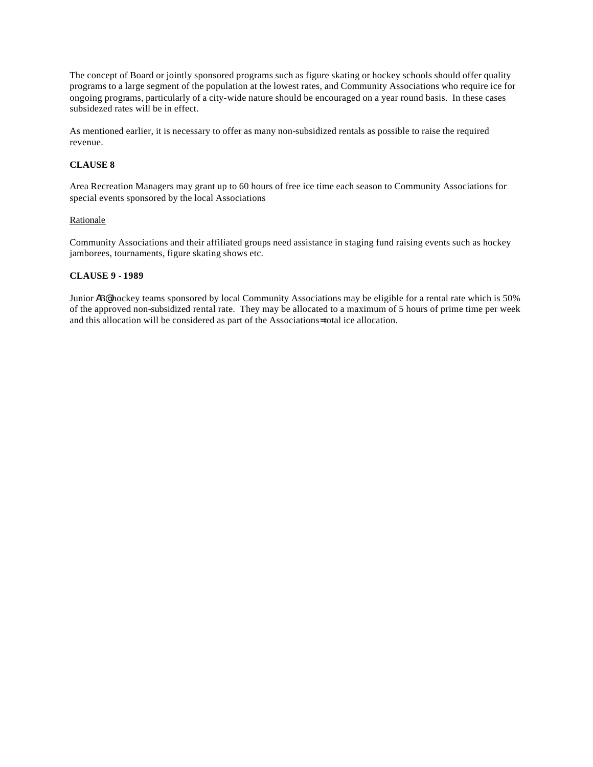The concept of Board or jointly sponsored programs such as figure skating or hockey schools should offer quality programs to a large segment of the population at the lowest rates, and Community Associations who require ice for ongoing programs, particularly of a city-wide nature should be encouraged on a year round basis. In these cases subsidezed rates will be in effect.

As mentioned earlier, it is necessary to offer as many non-subsidized rentals as possible to raise the required revenue.

**CLAUSE 8**

Area Recreation Managers may grant up to 60 hours of free ice time each season to Community Associations for special events sponsored by the local Associations

Rationale

Community Associations and their affiliated groups need assistance in staging fund raising events such as hockey jamborees, tournaments, figure skating shows etc.

**CLAUSE 9 - 1989**

Junior AB@ hockey teams sponsored by local Community Associations may be eligible for a rental rate which is 50% of the approved non-subsidized rental rate. They may be allocated to a maximum of 5 hours of prime time per week and this allocation will be considered as part of the Associations= total ice allocation.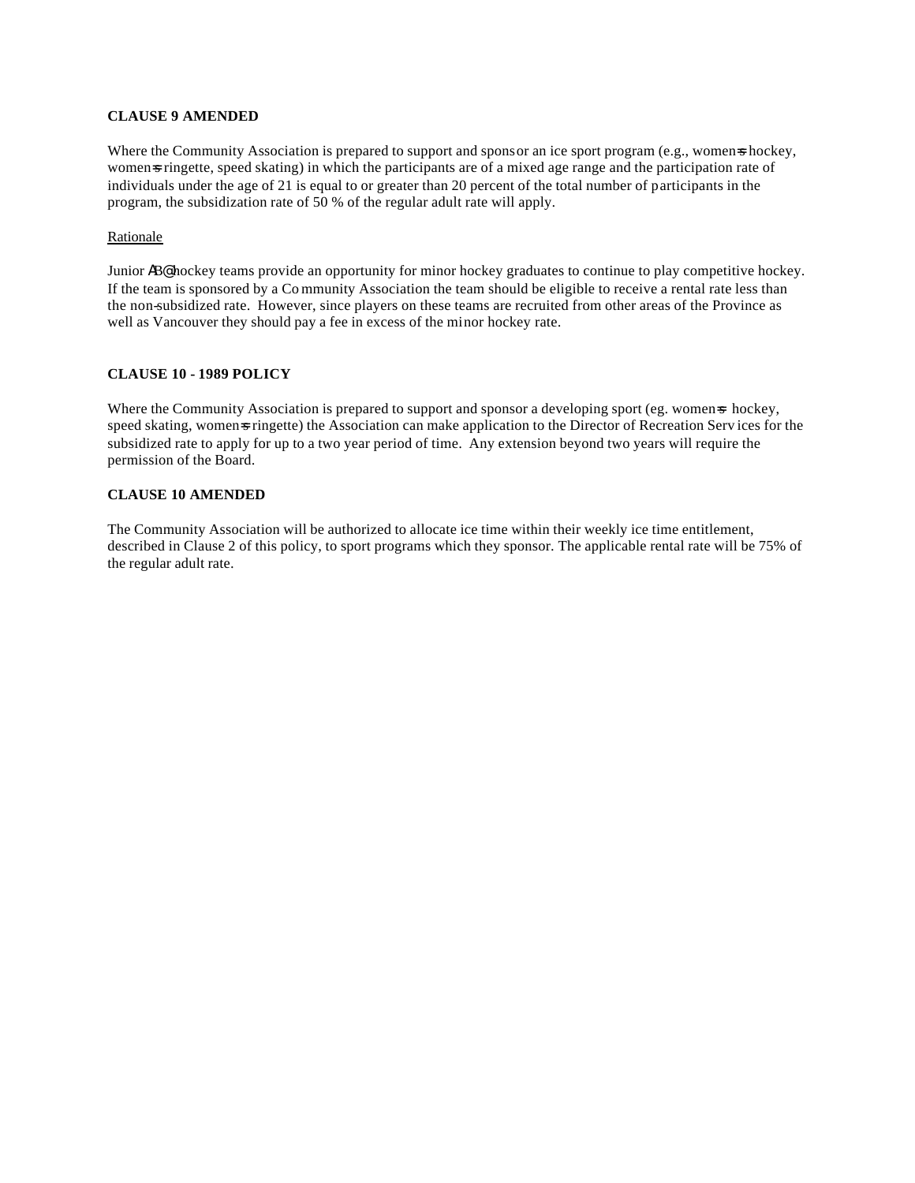**CLAUSE 9 AMENDED**

Where the Community Association is prepared to support and sponsor an ice sport program (e.g., women=s hockey, women=s ringette, speed skating) in which the participants are of a mixed age range and the participation rate of individuals under the age of 21 is equal to or greater than 20 percent of the total number of participants in the program, the subsidization rate of 50 % of the regular adult rate will apply.

Rationale

Junior AB@ hockey teams provide an opportunity for minor hockey graduates to continue to play competitive hockey. If the team is sponsored by a Community Association the team should be eligible to receive a rental rate less than the non-subsidized rate. However, since players on these teams are recruited from other areas of the Province as well as Vancouver they should pay a fee in excess of the minor hockey rate.

**CLAUSE 10 - 1989 POLICY**

Where the Community Association is prepared to support and sponsor a developing sport (eg. women=s hockey, speed skating, women=s ringette) the Association can make application to the Director of Recreation Services for the subsidized rate to apply for up to a two year period of time. Any extension beyond two years will require the permission of the Board.

**CLAUSE 10 AMENDED**

The Community Association will be authorized to allocate ice time within their weekly ice time entitlement, described in Clause 2 of this policy, to sport programs which they sponsor. The applicable rental rate will be 75% of the regular adult rate.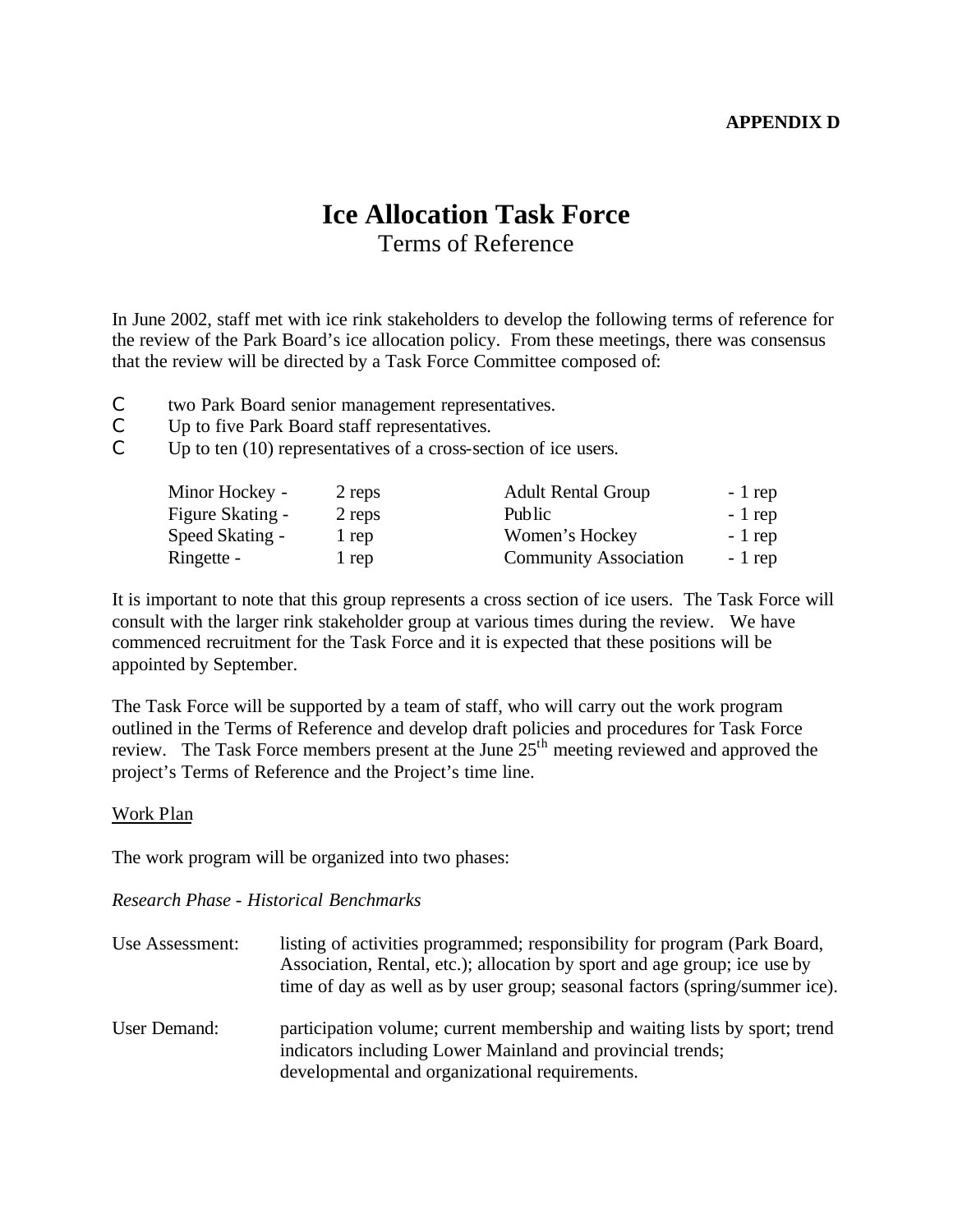**APPENDIX D**

# Ice Allocation Task Force

## Terms of Reference

In June 2002, staff met with ice rink stakeholders to develop the following terms of reference for the review of the Park Board's ice allocation policy. From these meetings, there was consensus that the review will be directed by a Task Force Committee composed of:

- two Park Board senior management representatives.
- Up to five Park Board staff representatives.
- Up to ten (10) representatives of a cross-section of ice users.

| | | | |
|---|---|---|---|
| Minor Hockey - | 2 reps | Adult Rental Group | - 1 rep |
| Figure Skating - | 2 reps | Public | - 1 rep |
| Speed Skating - | 1 rep | Women's Hockey | - 1 rep |
| Ringette - | 1 rep | Community Association | - 1 rep |

It is important to note that this group represents a cross section of ice users. The Task Force will consult with the larger rink stakeholder group at various times during the review. We have commenced recruitment for the Task Force and it is expected that these positions will be appointed by September.

The Task Force will be supported by a team of staff, who will carry out the work program outlined in the Terms of Reference and develop draft policies and procedures for Task Force review. The Task Force members present at the June 25th meeting reviewed and approved the project's Terms of Reference and the Project's time line.

Work Plan

The work program will be organized into two phases:

*Research Phase - Historical Benchmarks*

| | |
|---|---|
| Use Assessment: | listing of activities programmed; responsibility for program (Park Board, Association, Rental, etc.); allocation by sport and age group; ice use by time of day as well as by user group; seasonal factors (spring/summer ice). |
| User Demand: | participation volume; current membership and waiting lists by sport; trend indicators including Lower Mainland and provincial trends; developmental and organizational requirements. |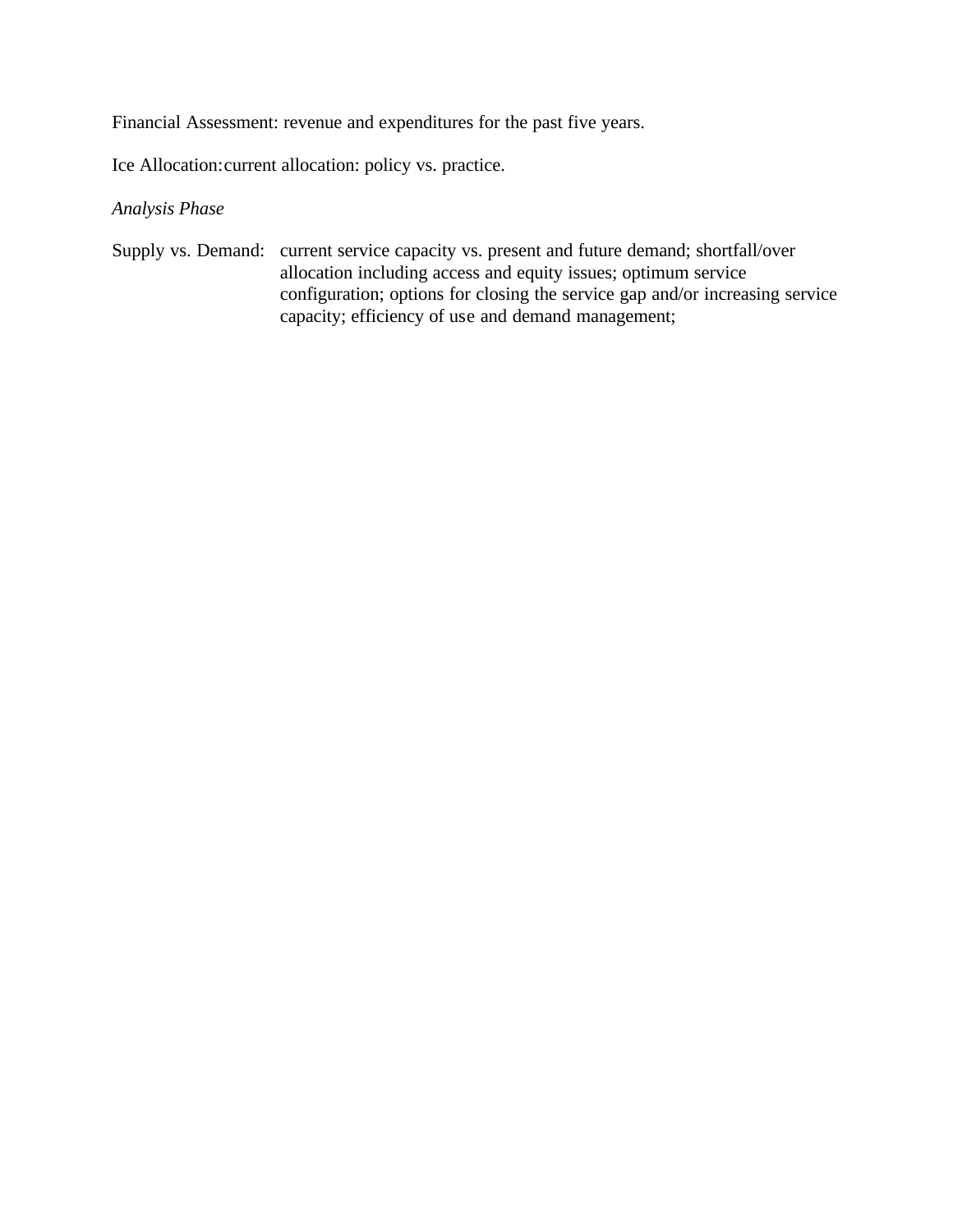Financial Assessment: revenue and expenditures for the past five years.

Ice Allocation: current allocation: policy vs. practice.

*Analysis Phase*

Supply vs. Demand: current service capacity vs. present and future demand; shortfall/over allocation including access and equity issues; optimum service configuration; options for closing the service gap and/or increasing service capacity; efficiency of use and demand management;